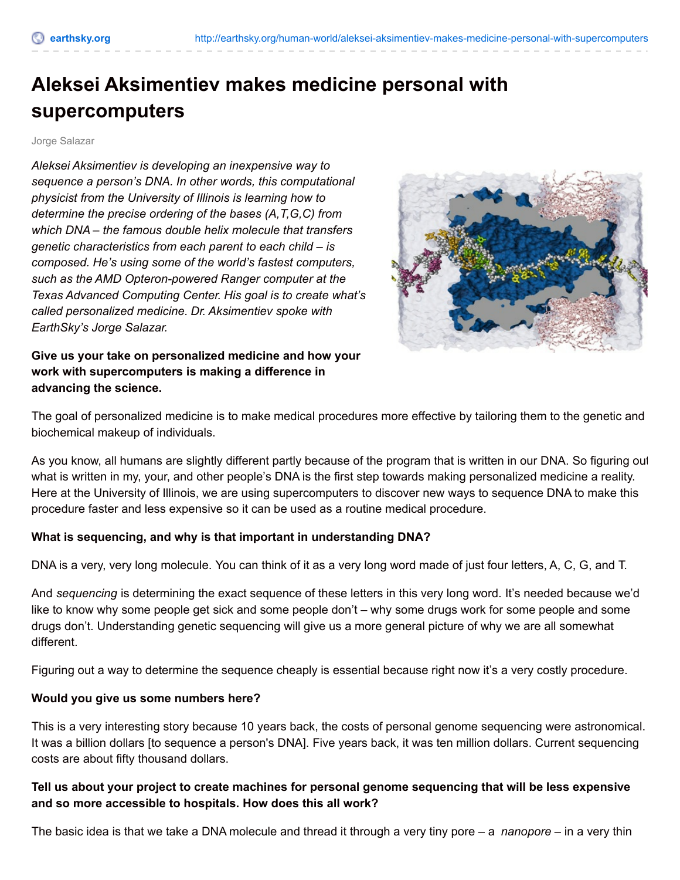# Aleksei Aksimentiev makes medicine personal with supercomputers

Jorge Salazar

*Aleksei Aksimentiev is developing an inexpensive way to sequence a person's DNA. In other words, this computational physicist from the University of Illinois is learning how to determine the precise ordering of the bases (A,T,G,C) from which DNA – the famous double helix molecule that transfers genetic characteristics from each parent to each child – is composed. He's using some of the world's fastest computers, such as the AMD Opteron-powered Ranger computer at the Texas Advanced Computing Center. His goal is to create what's called personalized medicine. Dr. Aksimentiev spoke with EarthSky's Jorge Salazar.*

**Give us your take on personalized medicine and how your work with supercomputers is making a difference in advancing the science.**

The goal of personalized medicine is to make medical procedures more effective by tailoring them to the genetic and biochemical makeup of individuals.

As you know, all humans are slightly different partly because of the program that is written in our DNA. So figuring out what is written in my, your, and other people's DNA is the first step towards making personalized medicine a reality. Here at the University of Illinois, we are using supercomputers to discover new ways to sequence DNA to make this procedure faster and less expensive so it can be used as a routine medical procedure.

**What is sequencing, and why is that important in understanding DNA?**

DNA is a very, very long molecule. You can think of it as a very long word made of just four letters, A, C, G, and T.

And *sequencing* is determining the exact sequence of these letters in this very long word. It's needed because we'd like to know why some people get sick and some people don't – why some drugs work for some people and some drugs don't. Understanding genetic sequencing will give us a more general picture of why we are all somewhat different.

Figuring out a way to determine the sequence cheaply is essential because right now it's a very costly procedure.

**Would you give us some numbers here?**

This is a very interesting story because 10 years back, the costs of personal genome sequencing were astronomical. It was a billion dollars [to sequence a person's DNA]. Five years back, it was ten million dollars. Current sequencing costs are about fifty thousand dollars.

**Tell us about your project to create machines for personal genome sequencing that will be less expensive and so more accessible to hospitals. How does this all work?**

The basic idea is that we take a DNA molecule and thread it through a very tiny pore – a *nanopore* – in a very thin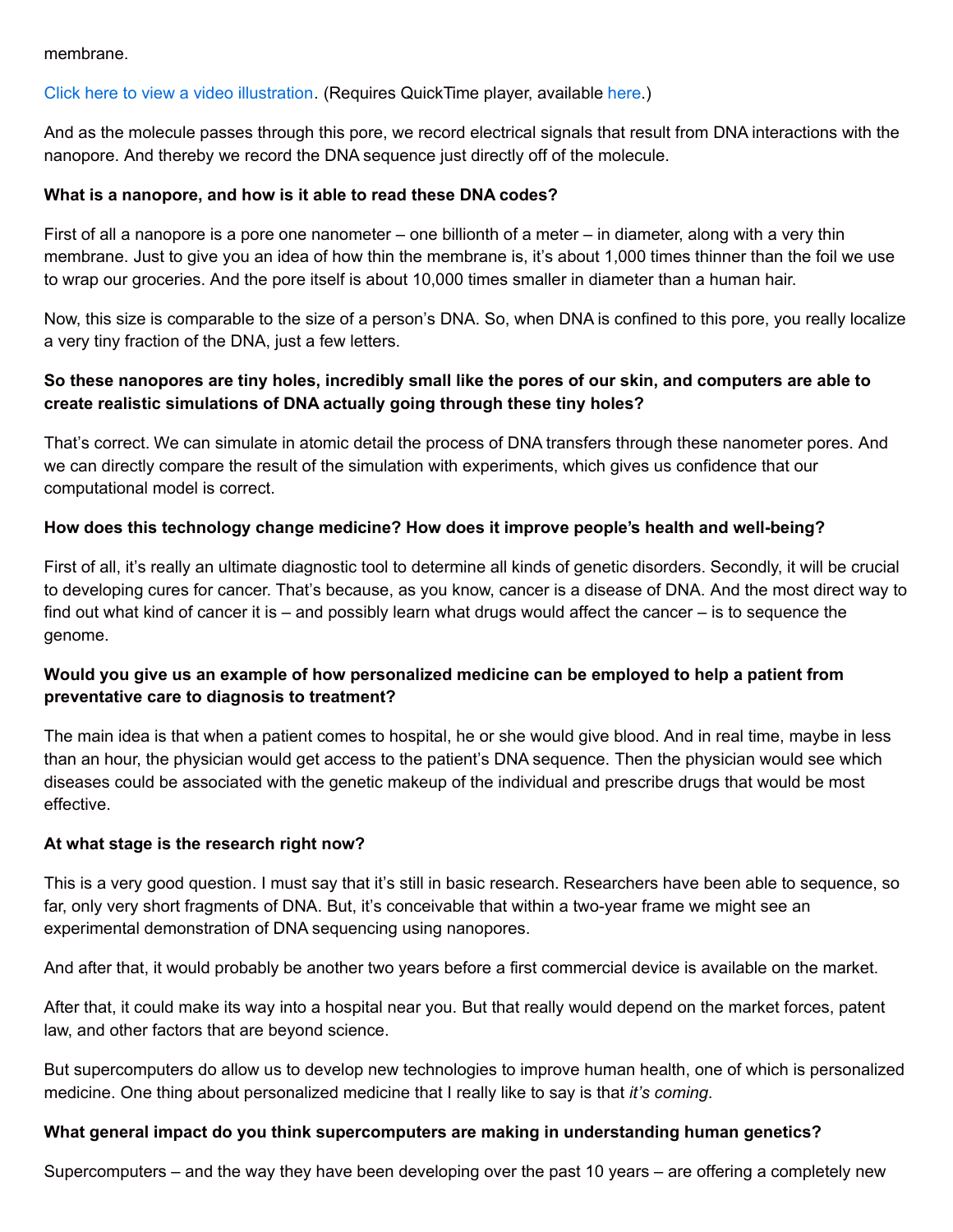membrane.

Click here to view a video illustration. (Requires QuickTime player, available here.)

And as the molecule passes through this pore, we record electrical signals that result from DNA interactions with the nanopore. And thereby we record the DNA sequence just directly off of the molecule.

**What is a nanopore, and how is it able to read these DNA codes?**

First of all a nanopore is a pore one nanometer – one billionth of a meter – in diameter, along with a very thin membrane. Just to give you an idea of how thin the membrane is, it's about 1,000 times thinner than the foil we use to wrap our groceries. And the pore itself is about 10,000 times smaller in diameter than a human hair.

Now, this size is comparable to the size of a person's DNA. So, when DNA is confined to this pore, you really localize a very tiny fraction of the DNA, just a few letters.

**So these nanopores are tiny holes, incredibly small like the pores of our skin, and computers are able to create realistic simulations of DNA actually going through these tiny holes?**

That's correct. We can simulate in atomic detail the process of DNA transfers through these nanometer pores. And we can directly compare the result of the simulation with experiments, which gives us confidence that our computational model is correct.

**How does this technology change medicine? How does it improve people's health and well-being?**

First of all, it's really an ultimate diagnostic tool to determine all kinds of genetic disorders. Secondly, it will be crucial to developing cures for cancer. That's because, as you know, cancer is a disease of DNA. And the most direct way to find out what kind of cancer it is – and possibly learn what drugs would affect the cancer – is to sequence the genome.

**Would you give us an example of how personalized medicine can be employed to help a patient from preventative care to diagnosis to treatment?**

The main idea is that when a patient comes to hospital, he or she would give blood. And in real time, maybe in less than an hour, the physician would get access to the patient's DNA sequence. Then the physician would see which diseases could be associated with the genetic makeup of the individual and prescribe drugs that would be most effective.

**At what stage is the research right now?**

This is a very good question. I must say that it's still in basic research. Researchers have been able to sequence, so far, only very short fragments of DNA. But, it's conceivable that within a two-year frame we might see an experimental demonstration of DNA sequencing using nanopores.

And after that, it would probably be another two years before a first commercial device is available on the market.

After that, it could make its way into a hospital near you. But that really would depend on the market forces, patent law, and other factors that are beyond science.

But supercomputers do allow us to develop new technologies to improve human health, one of which is personalized medicine. One thing about personalized medicine that I really like to say is that *it's coming*.

**What general impact do you think supercomputers are making in understanding human genetics?**

Supercomputers – and the way they have been developing over the past 10 years – are offering a completely new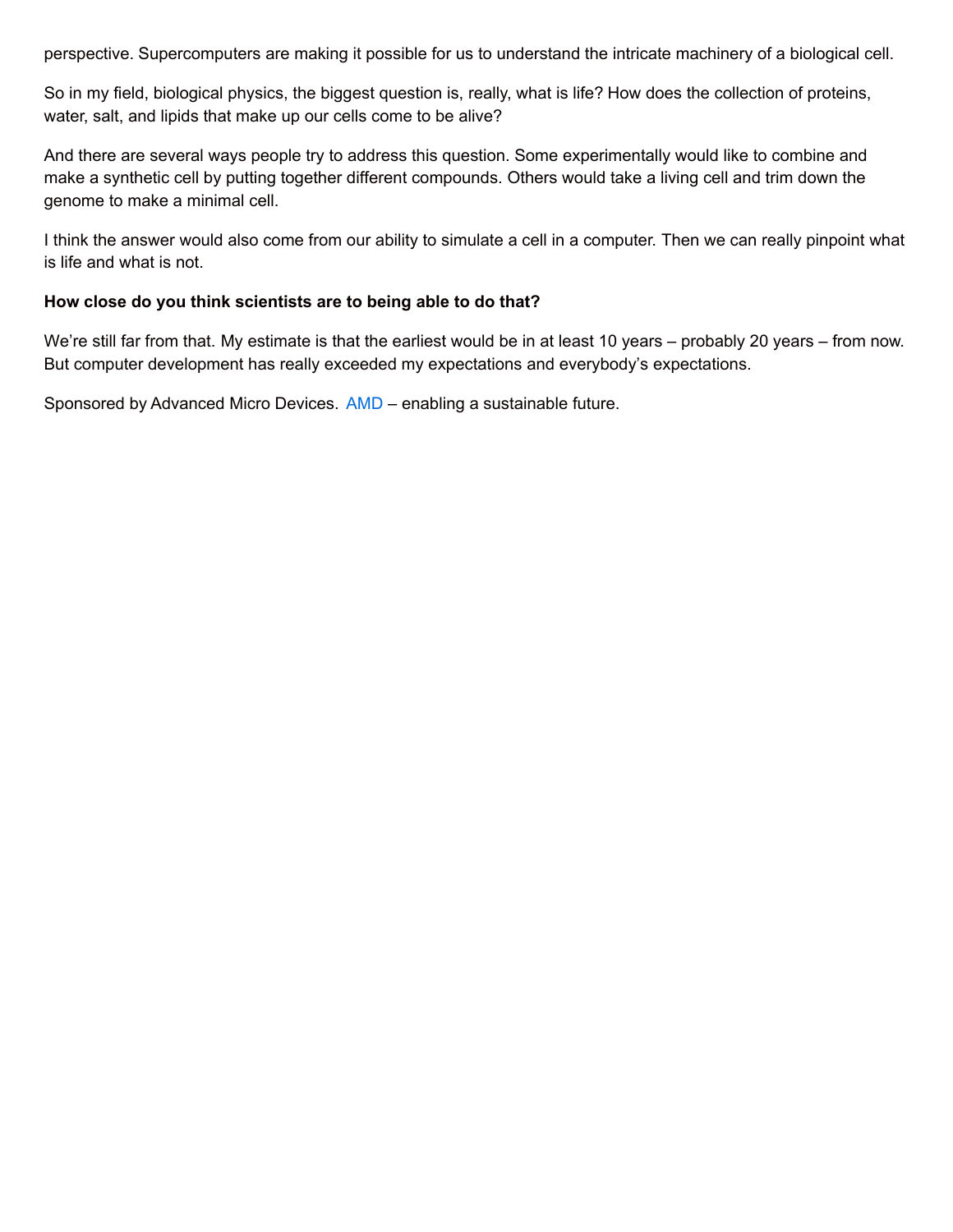perspective. Supercomputers are making it possible for us to understand the intricate machinery of a biological cell.

So in my field, biological physics, the biggest question is, really, what is life? How does the collection of proteins, water, salt, and lipids that make up our cells come to be alive?

And there are several ways people try to address this question. Some experimentally would like to combine and make a synthetic cell by putting together different compounds. Others would take a living cell and trim down the genome to make a minimal cell.

I think the answer would also come from our ability to simulate a cell in a computer. Then we can really pinpoint what is life and what is not.

**How close do you think scientists are to being able to do that?**

We're still far from that. My estimate is that the earliest would be in at least 10 years – probably 20 years – from now. But computer development has really exceeded my expectations and everybody's expectations.

Sponsored by Advanced Micro Devices. AMD – enabling a sustainable future.